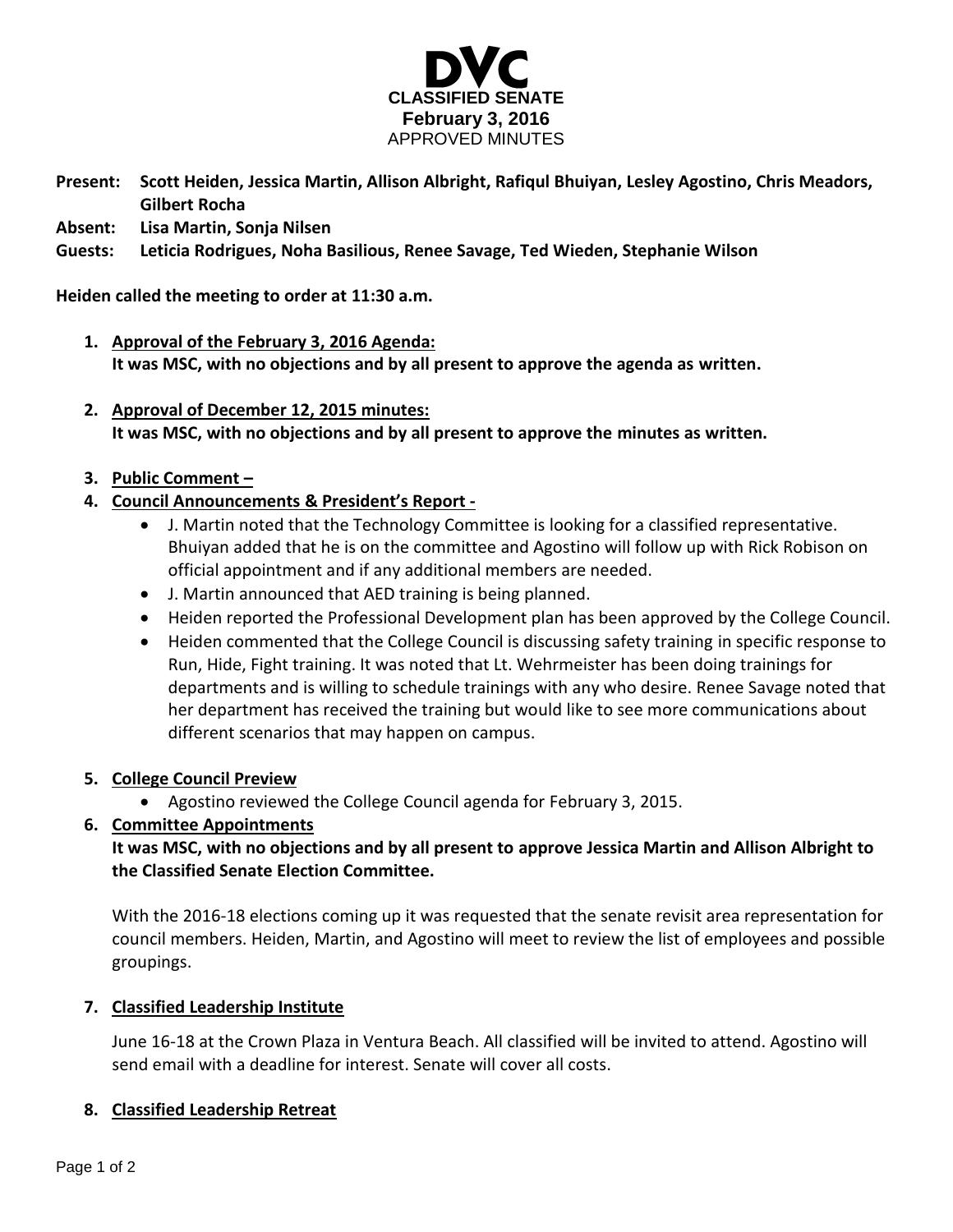# DVC

**CLASSIFIED SENATE**
**February 3, 2016**
APPROVED MINUTES

**Present:** **Scott Heiden, Jessica Martin, Allison Albright, Rafiqul Bhuiyan, Lesley Agostino, Chris Meadors, Gilbert Rocha**
**Absent:** **Lisa Martin, Sonja Nilsen**
**Guests:** **Leticia Rodrigues, Noha Basilious, Renee Savage, Ted Wieden, Stephanie Wilson**

**Heiden called the meeting to order at 11:30 a.m.**

1. **Approval of the February 3, 2016 Agenda:**
   **It was MSC, with no objections and by all present to approve the agenda as written.**

2. **Approval of December 12, 2015 minutes:**
   **It was MSC, with no objections and by all present to approve the minutes as written.**

3. **Public Comment –**

4. **Council Announcements & President's Report -**
   - J. Martin noted that the Technology Committee is looking for a classified representative. Bhuiyan added that he is on the committee and Agostino will follow up with Rick Robison on official appointment and if any additional members are needed.
   - J. Martin announced that AED training is being planned.
   - Heiden reported the Professional Development plan has been approved by the College Council.
   - Heiden commented that the College Council is discussing safety training in specific response to Run, Hide, Fight training. It was noted that Lt. Wehrmeister has been doing trainings for departments and is willing to schedule trainings with any who desire. Renee Savage noted that her department has received the training but would like to see more communications about different scenarios that may happen on campus.

5. **College Council Preview**
   - Agostino reviewed the College Council agenda for February 3, 2015.

6. **Committee Appointments**
   **It was MSC, with no objections and by all present to approve Jessica Martin and Allison Albright to the Classified Senate Election Committee.**

   With the 2016-18 elections coming up it was requested that the senate revisit area representation for council members. Heiden, Martin, and Agostino will meet to review the list of employees and possible groupings.

7. **Classified Leadership Institute**

   June 16-18 at the Crown Plaza in Ventura Beach. All classified will be invited to attend. Agostino will send email with a deadline for interest. Senate will cover all costs.

8. **Classified Leadership Retreat**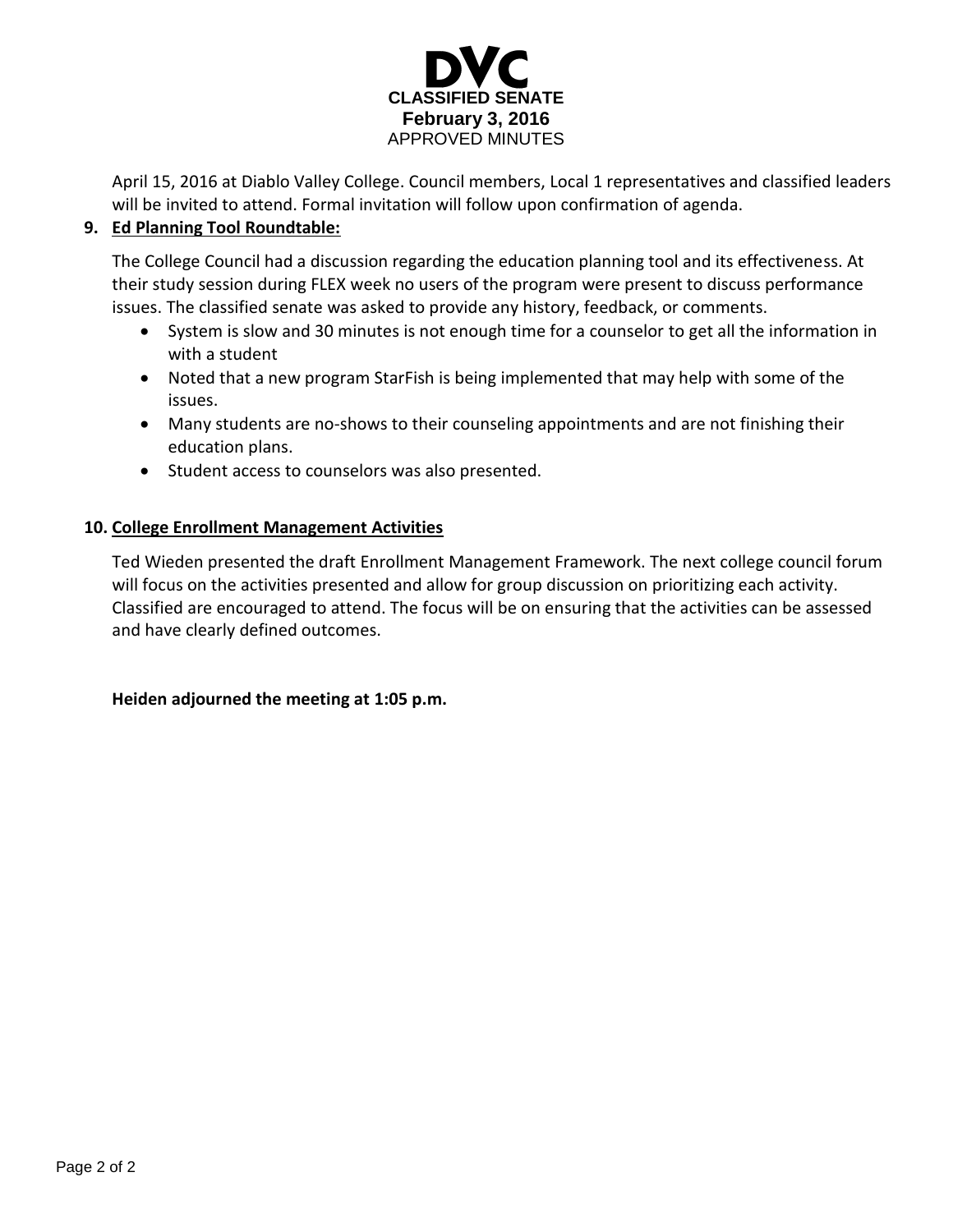April 15, 2016 at Diablo Valley College. Council members, Local 1 representatives and classified leaders will be invited to attend. Formal invitation will follow upon confirmation of agenda.

**9. Ed Planning Tool Roundtable:**

The College Council had a discussion regarding the education planning tool and its effectiveness. At their study session during FLEX week no users of the program were present to discuss performance issues. The classified senate was asked to provide any history, feedback, or comments.

- System is slow and 30 minutes is not enough time for a counselor to get all the information in with a student
- Noted that a new program StarFish is being implemented that may help with some of the issues.
- Many students are no-shows to their counseling appointments and are not finishing their education plans.
- Student access to counselors was also presented.

**10. College Enrollment Management Activities**

Ted Wieden presented the draft Enrollment Management Framework. The next college council forum will focus on the activities presented and allow for group discussion on prioritizing each activity. Classified are encouraged to attend. The focus will be on ensuring that the activities can be assessed and have clearly defined outcomes.

**Heiden adjourned the meeting at 1:05 p.m.**